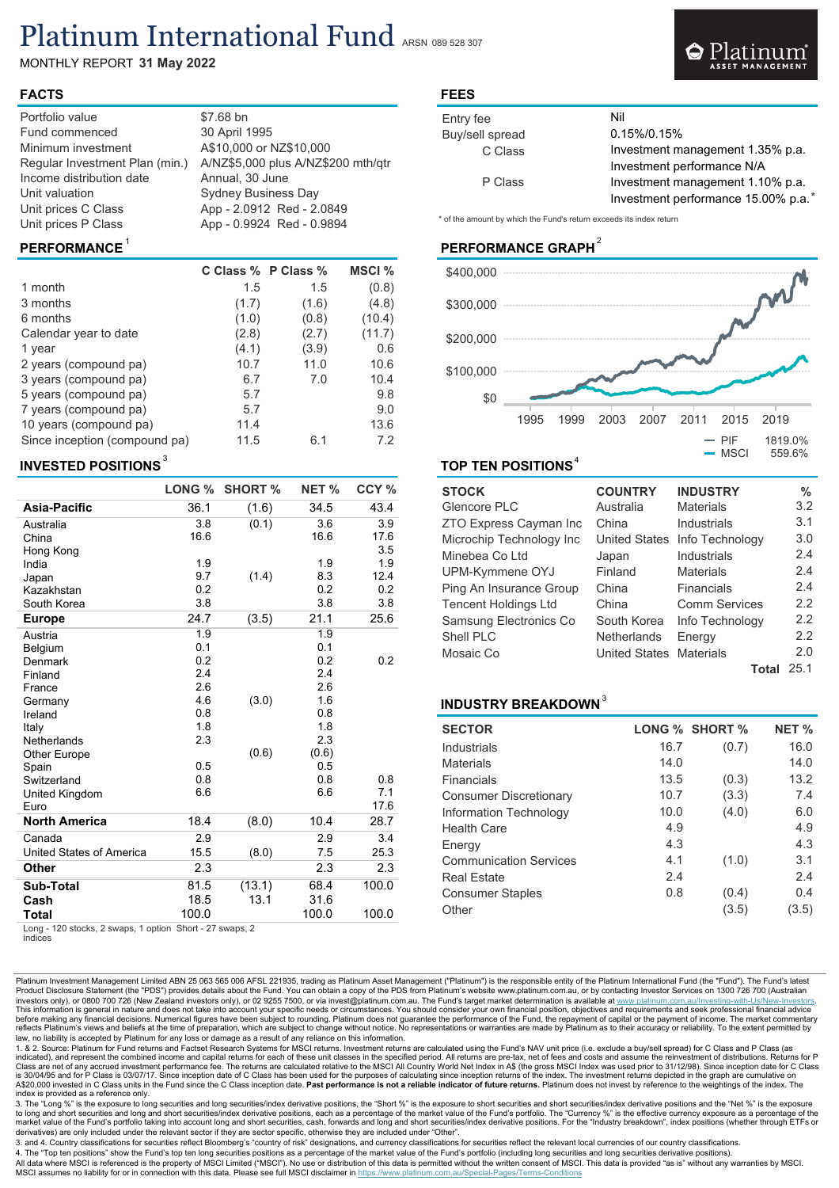# Platinum International Fund

ARSN 089 528 307

MONTHLY REPORT **31 May 2022**

## FACTS

| | |
|---|---|
| Portfolio value | $7.68 bn |
| Fund commenced | 30 April 1995 |
| Minimum investment | A$10,000 or NZ$10,000 |
| Regular Investment Plan (min.) | A/NZ$5,000 plus A/NZ$200 mth/qtr |
| Income distribution date | Annual, 30 June |
| Unit valuation | Sydney Business Day |
| Unit prices C Class | App - 2.0912 Red - 2.0849 |
| Unit prices P Class | App - 0.9924 Red - 0.9894 |

## FEES

| | |
|---|---|
| Entry fee | Nil |
| Buy/sell spread | 0.15%/0.15% |
| C Class | Investment management 1.35% p.a. |
| | Investment performance N/A |
| P Class | Investment management 1.10% p.a. |
| | Investment performance 15.00% p.a.* |

\* of the amount by which the Fund's return exceeds its index return

## PERFORMANCE [1]

| | C Class % | P Class % | MSCI % |
|---|---|---|---|
| 1 month | 1.5 | 1.5 | (0.8) |
| 3 months | (1.7) | (1.6) | (4.8) |
| 6 months | (1.0) | (0.8) | (10.4) |
| Calendar year to date | (2.8) | (2.7) | (11.7) |
| 1 year | (4.1) | (3.9) | 0.6 |
| 2 years (compound pa) | 10.7 | 11.0 | 10.6 |
| 3 years (compound pa) | 6.7 | 7.0 | 10.4 |
| 5 years (compound pa) | 5.7 | | 9.8 |
| 7 years (compound pa) | 5.7 | | 9.0 |
| 10 years (compound pa) | 11.4 | | 13.6 |
| Since inception (compound pa) | 11.5 | 6.1 | 7.2 |

## PERFORMANCE GRAPH [2]

PIF 1819.0%
MSCI 559.6%

## INVESTED POSITIONS [3]

| | LONG % | SHORT % | NET % | CCY % |
|---|---|---|---|---|
| **Asia-Pacific** | 36.1 | (1.6) | 34.5 | 43.4 |
| Australia | 3.8 | (0.1) | 3.6 | 3.9 |
| China | 16.6 | | 16.6 | 17.6 |
| Hong Kong | | | | 3.5 |
| India | 1.9 | | 1.9 | 1.9 |
| Japan | 9.7 | (1.4) | 8.3 | 12.4 |
| Kazakhstan | 0.2 | | 0.2 | 0.2 |
| South Korea | 3.8 | | 3.8 | 3.8 |
| **Europe** | 24.7 | (3.5) | 21.1 | 25.6 |
| Austria | 1.9 | | 1.9 | |
| Belgium | 0.1 | | 0.1 | |
| Denmark | 0.2 | | 0.2 | 0.2 |
| Finland | 2.4 | | 2.4 | |
| France | 2.6 | | 2.6 | |
| Germany | 4.6 | (3.0) | 1.6 | |
| Ireland | 0.8 | | 0.8 | |
| Italy | 1.8 | | 1.8 | |
| Netherlands | 2.3 | | 2.3 | |
| Other Europe | | (0.6) | (0.6) | |
| Spain | 0.5 | | 0.5 | |
| Switzerland | 0.8 | | 0.8 | 0.8 |
| United Kingdom | 6.6 | | 6.6 | 7.1 |
| Euro | | | | 17.6 |
| **North America** | 18.4 | (8.0) | 10.4 | 28.7 |
| Canada | 2.9 | | 2.9 | 3.4 |
| United States of America | 15.5 | (8.0) | 7.5 | 25.3 |
| **Other** | 2.3 | | 2.3 | 2.3 |
| **Sub-Total** | 81.5 | (13.1) | 68.4 | 100.0 |
| **Cash** | 18.5 | 13.1 | 31.6 | |
| **Total** | 100.0 | | 100.0 | 100.0 |

Long - 120 stocks, 2 swaps, 1 option Short - 27 swaps, 2 indices

## TOP TEN POSITIONS [4]

| STOCK | COUNTRY | INDUSTRY | % |
|---|---|---|---|
| Glencore PLC | Australia | Materials | 3.2 |
| ZTO Express Cayman Inc | China | Industrials | 3.1 |
| Microchip Technology Inc | United States | Info Technology | 3.0 |
| Minebea Co Ltd | Japan | Industrials | 2.4 |
| UPM-Kymmene OYJ | Finland | Materials | 2.4 |
| Ping An Insurance Group | China | Financials | 2.4 |
| Tencent Holdings Ltd | China | Comm Services | 2.2 |
| Samsung Electronics Co | South Korea | Info Technology | 2.2 |
| Shell PLC | Netherlands | Energy | 2.2 |
| Mosaic Co | United States | Materials | 2.0 |
| | | **Total** | 25.1 |

## INDUSTRY BREAKDOWN [3]

| SECTOR | LONG % | SHORT % | NET % |
|---|---|---|---|
| Industrials | 16.7 | (0.7) | 16.0 |
| Materials | 14.0 | | 14.0 |
| Financials | 13.5 | (0.3) | 13.2 |
| Consumer Discretionary | 10.7 | (3.3) | 7.4 |
| Information Technology | 10.0 | (4.0) | 6.0 |
| Health Care | 4.9 | | 4.9 |
| Energy | 4.3 | | 4.3 |
| Communication Services | 4.1 | (1.0) | 3.1 |
| Real Estate | 2.4 | | 2.4 |
| Consumer Staples | 0.8 | (0.4) | 0.4 |
| Other | | (3.5) | (3.5) |

Platinum Investment Management Limited ABN 25 063 565 006 AFSL 221935, trading as Platinum Asset Management ("Platinum") is the responsible entity of the Platinum International Fund (the "Fund"). The Fund's latest Product Disclosure Statement (the "PDS") provides details about the Fund. You can obtain a copy of the PDS from Platinum's website www.platinum.com.au, or by contacting Investor Services on 1300 726 700 (Australian investors only), or 0800 700 726 (New Zealand investors only), or 02 9255 7500, or via invest@platinum.com.au. The Fund's target market determination is available at www.platinum.com.au/Investing-with-Us/New-Investors. This information is general in nature and does not take into account your specific needs or circumstances. You should consider your own financial position, objectives and requirements and seek professional financial advice before making any financial decisions. Numerical figures have been subject to rounding. Platinum does not guarantee the performance of the Fund, the repayment of capital or the payment of income. The market commentary reflects Platinum's views and beliefs at the time of preparation, which are subject to change without notice. No representations or warranties are made by Platinum as to their accuracy or reliability. To the extent permitted by law, no liability is accepted by Platinum for any loss or damage as a result of any reliance on this information.

1. & 2. Source: Platinum for Fund returns and Factset Research Systems for MSCI returns. Investment returns are calculated using the Fund's NAV unit price (i.e. exclude a buy/sell spread) for C Class and P Class (as indicated), and represent the combined income and capital returns for each of these unit classes in the specified period. All returns are pre-tax, net of fees and costs and assume the reinvestment of distributions. Returns for P Class are net of any accrued investment performance fee. The returns are calculated relative to the MSCI All Country World Net Index in A$ (the gross MSCI Index was used prior to 31/12/98). Since inception date for C Class is 30/04/95 and for P Class is 03/07/17. Since inception date of C Class has been used for the purposes of calculating since inception returns of the index. The investment returns depicted in the graph are cumulative on A$20,000 invested in C Class units in the Fund since the C Class inception date. **Past performance is not a reliable indicator of future returns.** Platinum does not invest by reference to the weightings of the index. The index is provided as a reference only.

3. The "Long %" is the exposure to long securities and long securities/index derivative positions, the "Short %" is the exposure to short securities and short securities/index derivative positions and the "Net %" is the exposure to long and short securities and long and short securities/index derivative positions, each as a percentage of the market value of the Fund's portfolio. The "Currency %" is the effective currency exposure as a percentage of the market value of the Fund's portfolio taking into account long and short securities, cash, forwards and long and short securities/index derivative positions. For the "Industry breakdown", index positions (whether through ETFs or derivatives) are only included under the relevant sector if they are sector specific, otherwise they are included under "Other".

3. and 4. Country classifications for securities reflect Bloomberg's "country of risk" designations, and currency classifications for securities reflect the relevant local currencies of our country classifications.

4. The "Top ten positions" show the Fund's top ten long securities positions as a percentage of the market value of the Fund's portfolio (including long securities and long securities derivative positions).

All data where MSCI is referenced is the property of MSCI Limited ("MSCI"). No use or distribution of this data is permitted without the written consent of MSCI. This data is provided "as is" without any warranties by MSCI. MSCI assumes no liability for or in connection with this data. Please see full MSCI disclaimer in https://www.platinum.com.au/Special-Pages/Terms-Conditions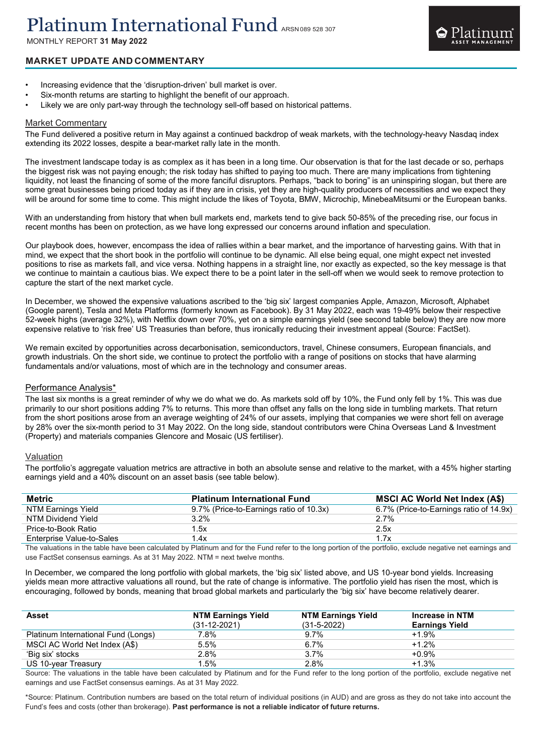# Platinum International Fund ARSN 089 528 307

MONTHLY REPORT **31 May 2022**

## MARKET UPDATE AND COMMENTARY

- Increasing evidence that the 'disruption-driven' bull market is over.
- Six-month returns are starting to highlight the benefit of our approach.
- Likely we are only part-way through the technology sell-off based on historical patterns.

### Market Commentary

The Fund delivered a positive return in May against a continued backdrop of weak markets, with the technology-heavy Nasdaq index extending its 2022 losses, despite a bear-market rally late in the month.

The investment landscape today is as complex as it has been in a long time. Our observation is that for the last decade or so, perhaps the biggest risk was not paying enough; the risk today has shifted to paying too much. There are many implications from tightening liquidity, not least the financing of some of the more fanciful disruptors. Perhaps, "back to boring" is an uninspiring slogan, but there are some great businesses being priced today as if they are in crisis, yet they are high-quality producers of necessities and we expect they will be around for some time to come. This might include the likes of Toyota, BMW, Microchip, MinebeaMitsumi or the European banks.

With an understanding from history that when bull markets end, markets tend to give back 50-85% of the preceding rise, our focus in recent months has been on protection, as we have long expressed our concerns around inflation and speculation.

Our playbook does, however, encompass the idea of rallies within a bear market, and the importance of harvesting gains. With that in mind, we expect that the short book in the portfolio will continue to be dynamic. All else being equal, one might expect net invested positions to rise as markets fall, and vice versa. Nothing happens in a straight line, nor exactly as expected, so the key message is that we continue to maintain a cautious bias. We expect there to be a point later in the sell-off when we would seek to remove protection to capture the start of the next market cycle.

In December, we showed the expensive valuations ascribed to the 'big six' largest companies Apple, Amazon, Microsoft, Alphabet (Google parent), Tesla and Meta Platforms (formerly known as Facebook). By 31 May 2022, each was 19-49% below their respective 52-week highs (average 32%), with Netflix down over 70%, yet on a simple earnings yield (see second table below) they are now more expensive relative to 'risk free' US Treasuries than before, thus ironically reducing their investment appeal (Source: FactSet).

We remain excited by opportunities across decarbonisation, semiconductors, travel, Chinese consumers, European financials, and growth industrials. On the short side, we continue to protect the portfolio with a range of positions on stocks that have alarming fundamentals and/or valuations, most of which are in the technology and consumer areas.

### Performance Analysis*

The last six months is a great reminder of why we do what we do. As markets sold off by 10%, the Fund only fell by 1%. This was due primarily to our short positions adding 7% to returns. This more than offset any falls on the long side in tumbling markets. That return from the short positions arose from an average weighting of 24% of our assets, implying that companies we were short fell on average by 28% over the six-month period to 31 May 2022. On the long side, standout contributors were China Overseas Land & Investment (Property) and materials companies Glencore and Mosaic (US fertiliser).

### Valuation

The portfolio's aggregate valuation metrics are attractive in both an absolute sense and relative to the market, with a 45% higher starting earnings yield and a 40% discount on an asset basis (see table below).

| Metric | Platinum International Fund | MSCI AC World Net Index (A$) |
|---|---|---|
| NTM Earnings Yield | 9.7% (Price-to-Earnings ratio of 10.3x) | 6.7% (Price-to-Earnings ratio of 14.9x) |
| NTM Dividend Yield | 3.2% | 2.7% |
| Price-to-Book Ratio | 1.5x | 2.5x |
| Enterprise Value-to-Sales | 1.4x | 1.7x |

The valuations in the table have been calculated by Platinum and for the Fund refer to the long portion of the portfolio, exclude negative net earnings and use FactSet consensus earnings. As at 31 May 2022. NTM = next twelve months.

In December, we compared the long portfolio with global markets, the 'big six' listed above, and US 10-year bond yields. Increasing yields mean more attractive valuations all round, but the rate of change is informative. The portfolio yield has risen the most, which is encouraging, followed by bonds, meaning that broad global markets and particularly the 'big six' have become relatively dearer.

| Asset | NTM Earnings Yield (31-12-2021) | NTM Earnings Yield (31-5-2022) | Increase in NTM Earnings Yield |
|---|---|---|---|
| Platinum International Fund (Longs) | 7.8% | 9.7% | +1.9% |
| MSCI AC World Net Index (A$) | 5.5% | 6.7% | +1.2% |
| 'Big six' stocks | 2.8% | 3.7% | +0.9% |
| US 10-year Treasury | 1.5% | 2.8% | +1.3% |

Source: The valuations in the table have been calculated by Platinum and for the Fund refer to the long portion of the portfolio, exclude negative net earnings and use FactSet consensus earnings. As at 31 May 2022.

*Source: Platinum. Contribution numbers are based on the total return of individual positions (in AUD) and are gross as they do not take into account the Fund's fees and costs (other than brokerage). **Past performance is not a reliable indicator of future returns.**